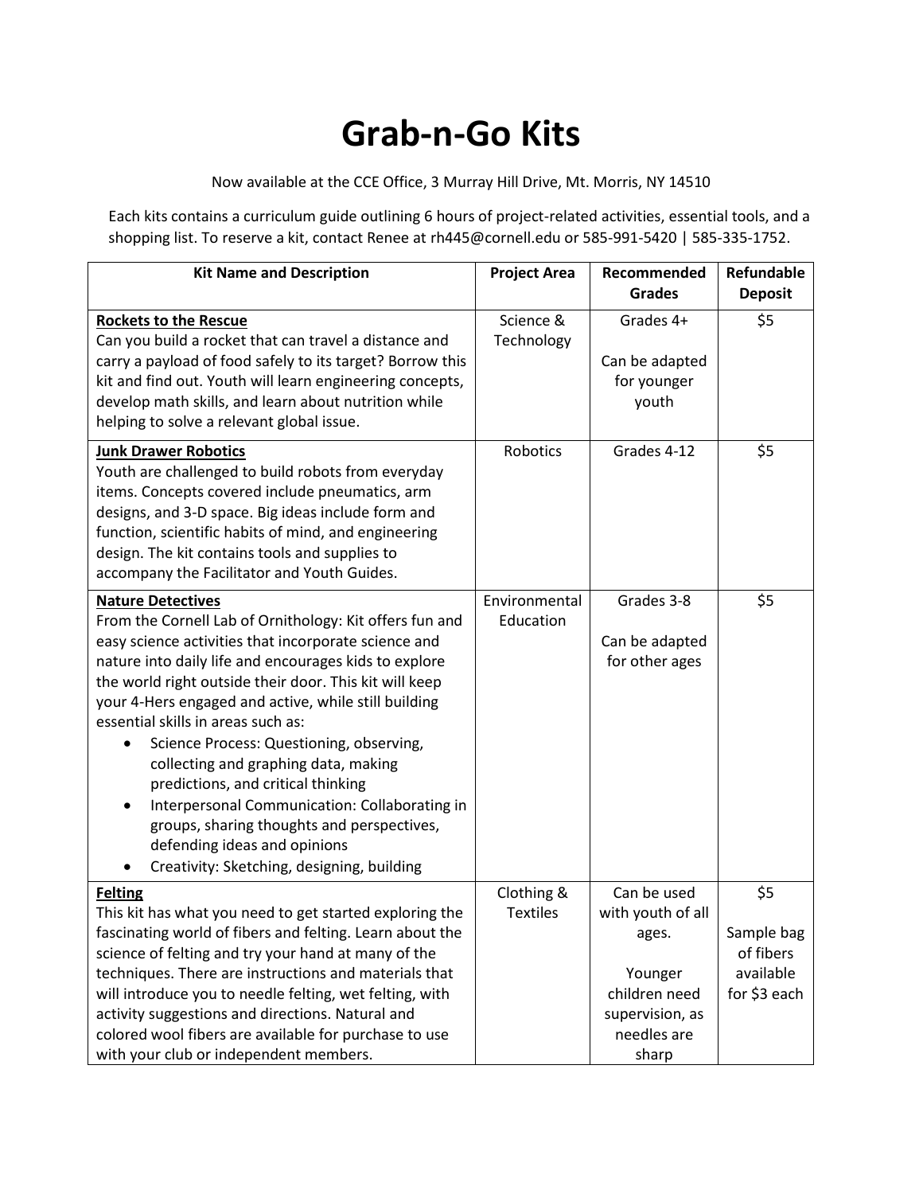# Grab-n-Go Kits

Now available at the CCE Office, 3 Murray Hill Drive, Mt. Morris, NY 14510

Each kits contains a curriculum guide outlining 6 hours of project-related activities, essential tools, and a shopping list. To reserve a kit, contact Renee at rh445@cornell.edu or 585-991-5420 | 585-335-1752.

| Kit Name and Description | Project Area | Recommended Grades | Refundable Deposit |
|---|---|---|---|
| **Rockets to the Rescue**<br>Can you build a rocket that can travel a distance and carry a payload of food safely to its target? Borrow this kit and find out. Youth will learn engineering concepts, develop math skills, and learn about nutrition while helping to solve a relevant global issue. | Science & Technology | Grades 4+<br><br>Can be adapted for younger youth | $5 |
| **Junk Drawer Robotics**<br>Youth are challenged to build robots from everyday items. Concepts covered include pneumatics, arm designs, and 3-D space. Big ideas include form and function, scientific habits of mind, and engineering design. The kit contains tools and supplies to accompany the Facilitator and Youth Guides. | Robotics | Grades 4-12 | $5 |
| **Nature Detectives**<br>From the Cornell Lab of Ornithology: Kit offers fun and easy science activities that incorporate science and nature into daily life and encourages kids to explore the world right outside their door. This kit will keep your 4-Hers engaged and active, while still building essential skills in areas such as:<br>• Science Process: Questioning, observing, collecting and graphing data, making predictions, and critical thinking<br>• Interpersonal Communication: Collaborating in groups, sharing thoughts and perspectives, defending ideas and opinions<br>• Creativity: Sketching, designing, building | Environmental Education | Grades 3-8<br><br>Can be adapted for other ages | $5 |
| **Felting**<br>This kit has what you need to get started exploring the fascinating world of fibers and felting. Learn about the science of felting and try your hand at many of the techniques. There are instructions and materials that will introduce you to needle felting, wet felting, with activity suggestions and directions. Natural and colored wool fibers are available for purchase to use with your club or independent members. | Clothing & Textiles | Can be used with youth of all ages.<br><br>Younger children need supervision, as needles are sharp | $5<br><br>Sample bag of fibers available for $3 each |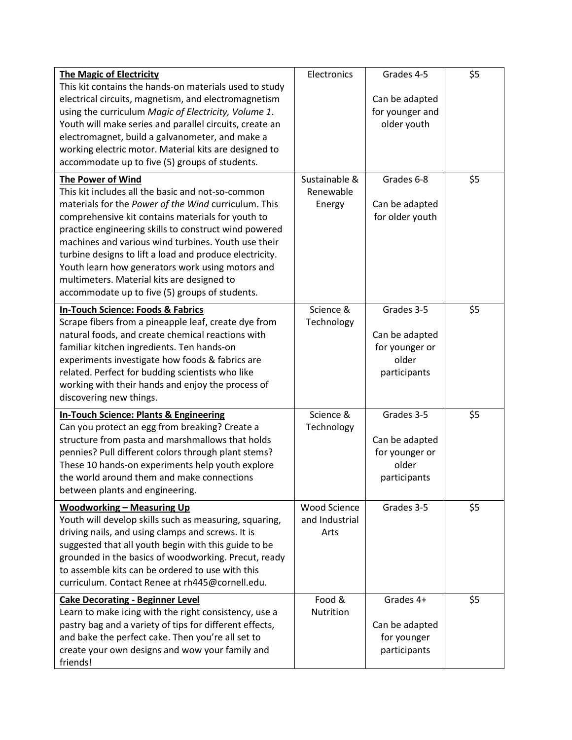| | | | |
|---|---|---|---|
| **The Magic of Electricity**<br>This kit contains the hands-on materials used to study electrical circuits, magnetism, and electromagnetism using the curriculum *Magic of Electricity, Volume 1*. Youth will make series and parallel circuits, create an electromagnet, build a galvanometer, and make a working electric motor. Material kits are designed to accommodate up to five (5) groups of students. | Electronics | Grades 4-5<br><br>Can be adapted for younger and older youth | $5 |
| **The Power of Wind**<br>This kit includes all the basic and not-so-common materials for the *Power of the Wind* curriculum. This comprehensive kit contains materials for youth to practice engineering skills to construct wind powered machines and various wind turbines. Youth use their turbine designs to lift a load and produce electricity. Youth learn how generators work using motors and multimeters. Material kits are designed to accommodate up to five (5) groups of students. | Sustainable & Renewable Energy | Grades 6-8<br><br>Can be adapted for older youth | $5 |
| **In-Touch Science: Foods & Fabrics**<br>Scrape fibers from a pineapple leaf, create dye from natural foods, and create chemical reactions with familiar kitchen ingredients. Ten hands-on experiments investigate how foods & fabrics are related. Perfect for budding scientists who like working with their hands and enjoy the process of discovering new things. | Science & Technology | Grades 3-5<br><br>Can be adapted for younger or older participants | $5 |
| **In-Touch Science: Plants & Engineering**<br>Can you protect an egg from breaking? Create a structure from pasta and marshmallows that holds pennies? Pull different colors through plant stems? These 10 hands-on experiments help youth explore the world around them and make connections between plants and engineering. | Science & Technology | Grades 3-5<br><br>Can be adapted for younger or older participants | $5 |
| **Woodworking – Measuring Up**<br>Youth will develop skills such as measuring, squaring, driving nails, and using clamps and screws. It is suggested that all youth begin with this guide to be grounded in the basics of woodworking. Precut, ready to assemble kits can be ordered to use with this curriculum. Contact Renee at rh445@cornell.edu. | Wood Science and Industrial Arts | Grades 3-5 | $5 |
| **Cake Decorating - Beginner Level**<br>Learn to make icing with the right consistency, use a pastry bag and a variety of tips for different effects, and bake the perfect cake. Then you're all set to create your own designs and wow your family and friends! | Food & Nutrition | Grades 4+<br><br>Can be adapted for younger participants | $5 |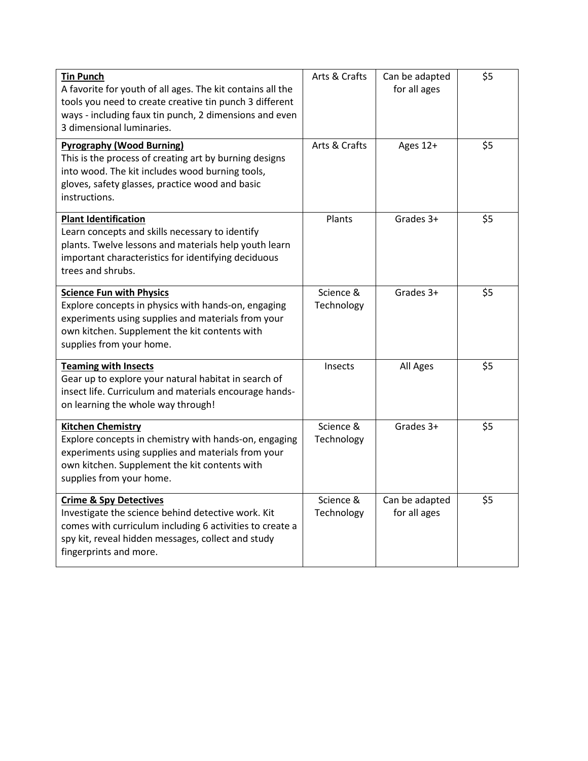| | | | |
|---|---|---|---|
| **Tin Punch**<br>A favorite for youth of all ages. The kit contains all the tools you need to create creative tin punch 3 different ways - including faux tin punch, 2 dimensions and even 3 dimensional luminaries. | Arts & Crafts | Can be adapted for all ages | $5 |
| **Pyrography (Wood Burning)**<br>This is the process of creating art by burning designs into wood. The kit includes wood burning tools, gloves, safety glasses, practice wood and basic instructions. | Arts & Crafts | Ages 12+ | $5 |
| **Plant Identification**<br>Learn concepts and skills necessary to identify plants. Twelve lessons and materials help youth learn important characteristics for identifying deciduous trees and shrubs. | Plants | Grades 3+ | $5 |
| **Science Fun with Physics**<br>Explore concepts in physics with hands-on, engaging experiments using supplies and materials from your own kitchen. Supplement the kit contents with supplies from your home. | Science & Technology | Grades 3+ | $5 |
| **Teaming with Insects**<br>Gear up to explore your natural habitat in search of insect life. Curriculum and materials encourage hands-on learning the whole way through! | Insects | All Ages | $5 |
| **Kitchen Chemistry**<br>Explore concepts in chemistry with hands-on, engaging experiments using supplies and materials from your own kitchen. Supplement the kit contents with supplies from your home. | Science & Technology | Grades 3+ | $5 |
| **Crime & Spy Detectives**<br>Investigate the science behind detective work. Kit comes with curriculum including 6 activities to create a spy kit, reveal hidden messages, collect and study fingerprints and more. | Science & Technology | Can be adapted for all ages | $5 |